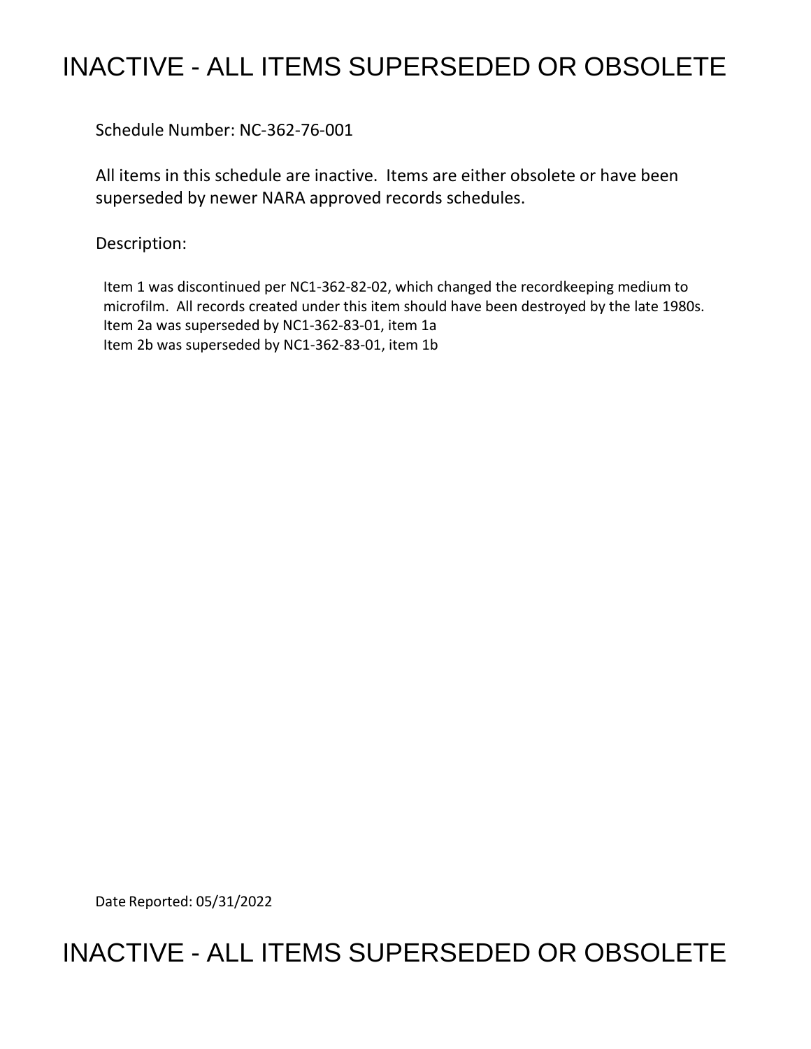# INACTIVE - ALL ITEMS SUPERSEDED OR OBSOLETE

Schedule Number: NC-362-76-001

All items in this schedule are inactive. Items are either obsolete or have been superseded by newer NARA approved records schedules.

Description:

Item 1 was discontinued per NC1-362-82-02, which changed the recordkeeping medium to microfilm. All records created under this item should have been destroyed by the late 1980s.
Item 2a was superseded by NC1-362-83-01, item 1a
Item 2b was superseded by NC1-362-83-01, item 1b

Date Reported: 05/31/2022

# INACTIVE - ALL ITEMS SUPERSEDED OR OBSOLETE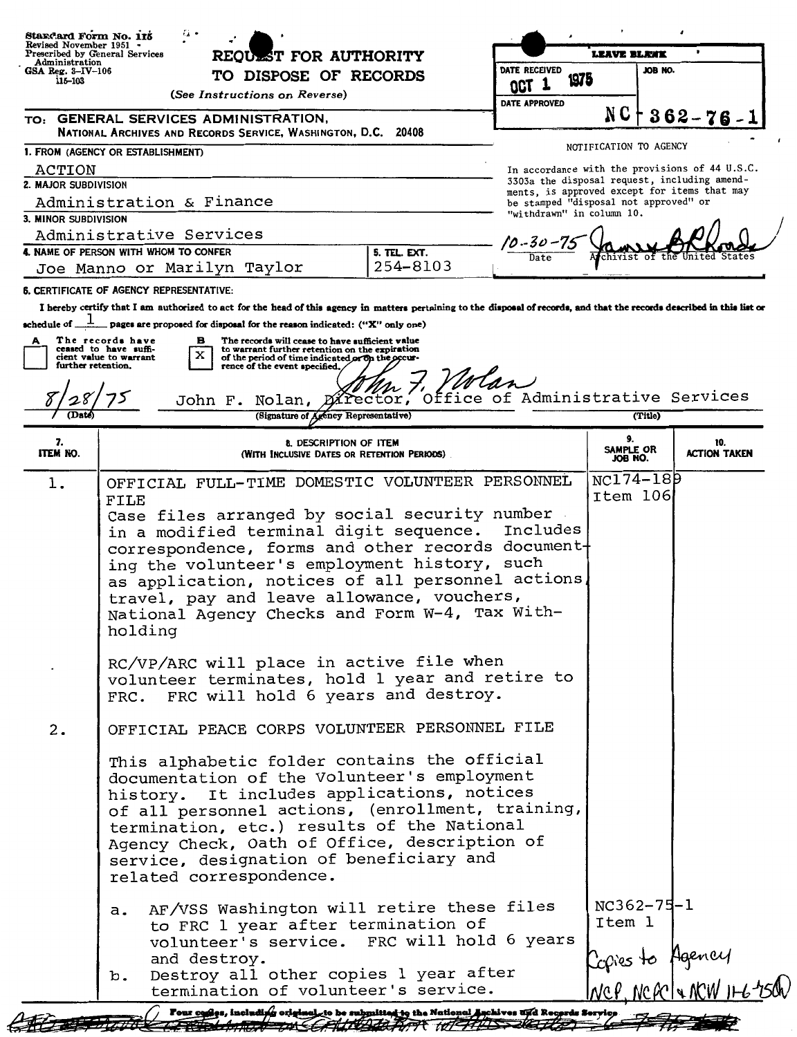Standard Form No. 115
Revised November 1951
Prescribed by General Services Administration
GSA Reg. 3-IV-106
115-103

# REQUEST FOR AUTHORITY TO DISPOSE OF RECORDS

(See Instructions on Reverse)

| LEAVE BLANK | |
|---|---|
| DATE RECEIVED OCT 1 1975 | JOB NO. |
| DATE APPROVED | NC 362-76-1 |

NOTIFICATION TO AGENCY

In accordance with the provisions of 44 U.S.C. 3303a the disposal request, including amendments, is approved except for items that may be stamped "disposal not approved" or "withdrawn" in column 10.

10-30-75 — Date — James B Rhoads, Archivist of the United States

TO: GENERAL SERVICES ADMINISTRATION, NATIONAL ARCHIVES AND RECORDS SERVICE, WASHINGTON, D.C. 20408

1. FROM (AGENCY OR ESTABLISHMENT): ACTION
2. MAJOR SUBDIVISION: Administration & Finance
3. MINOR SUBDIVISION: Administrative Services
4. NAME OF PERSON WITH WHOM TO CONFER: Joe Manno or Marilyn Taylor
5. TEL. EXT.: 254-8103

6. CERTIFICATE OF AGENCY REPRESENTATIVE:

I hereby certify that I am authorized to act for the head of this agency in matters pertaining to the disposal of records, and that the records described in this list or schedule of 1 pages are proposed for disposal for the reason indicated: ("X" only one)

A [ ] The records have ceased to have sufficient value to warrant further retention.

B [X] The records will cease to have sufficient value to warrant further retention on the expiration of the period of time indicated or on the occurrence of the event specified.

8/28/75 (Date) — John F. Nolan (Signature of Agency Representative) — John F. Nolan, Director, Office of Administrative Services (Title)

| 7. ITEM NO. | 8. DESCRIPTION OF ITEM (WITH INCLUSIVE DATES OR RETENTION PERIODS) | 9. SAMPLE OR JOB NO. | 10. ACTION TAKEN |
|---|---|---|---|
| 1. | OFFICIAL FULL-TIME DOMESTIC VOLUNTEER PERSONNEL FILE<br>Case files arranged by social security number in a modified terminal digit sequence. Includes correspondence, forms and other records documenting the volunteer's employment history, such as application, notices of all personnel actions, travel, pay and leave allowance, vouchers, National Agency Checks and Form W-4, Tax Withholding<br><br>RC/VP/ARC will place in active file when volunteer terminates, hold 1 year and retire to FRC. FRC will hold 6 years and destroy. | NC174-189 Item 106 | |
| 2. | OFFICIAL PEACE CORPS VOLUNTEER PERSONNEL FILE<br><br>This alphabetic folder contains the official documentation of the Volunteer's employment history. It includes applications, notices of all personnel actions, (enrollment, training, termination, etc.) results of the National Agency Check, Oath of Office, description of service, designation of beneficiary and related correspondence.<br><br>a. AF/VSS Washington will retire these files to FRC 1 year after termination of volunteer's service. FRC will hold 6 years and destroy.<br>b. Destroy all other copies 1 year after termination of volunteer's service. | NC362-75-1 Item 1 | |

Copies to Agency NCP, NCAC & NCW 11-6-75

Four copies, including original, to be submitted to the National Archives and Records Service